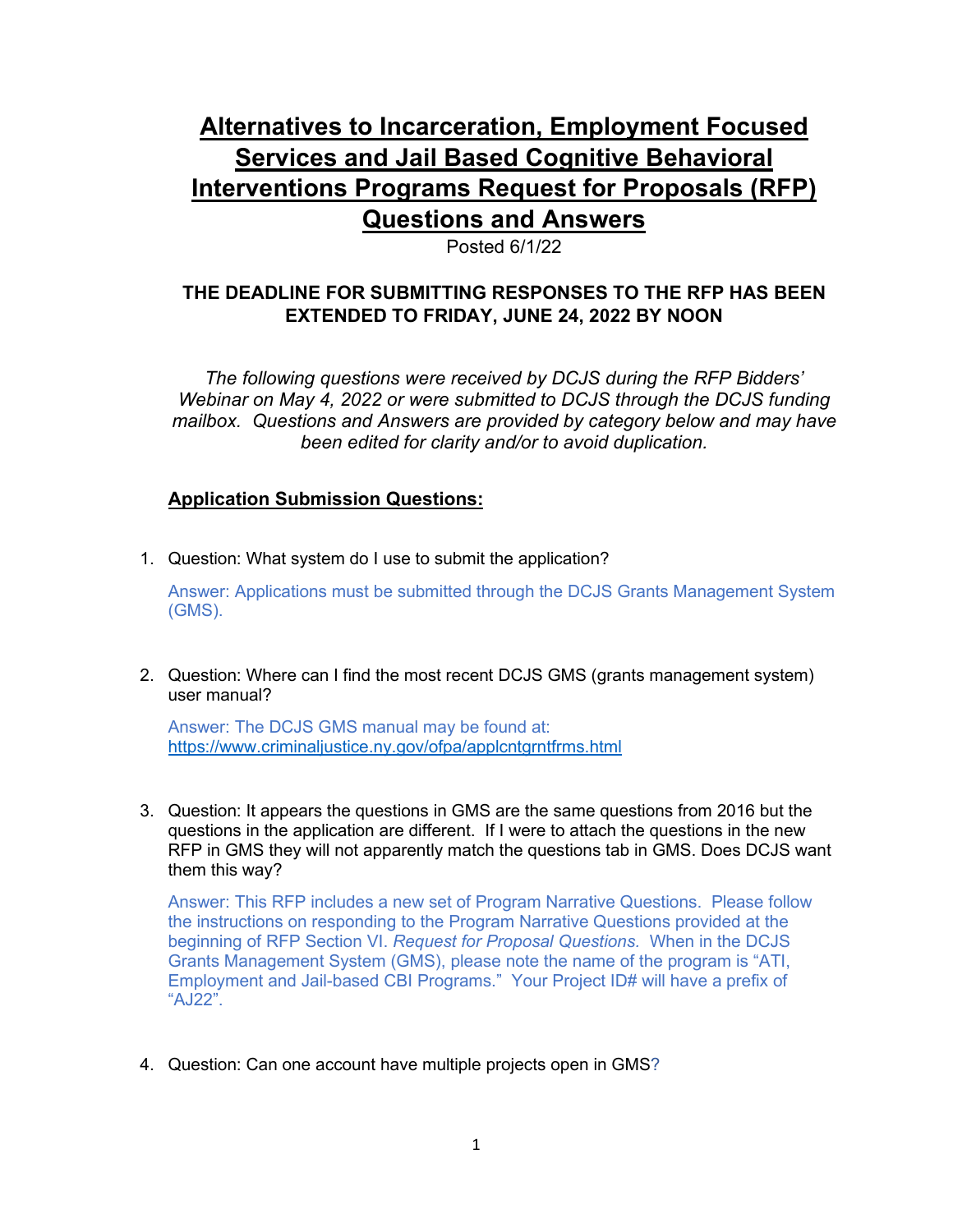# Alternatives to Incarceration, Employment Focused Services and Jail Based Cognitive Behavioral Interventions Programs Request for Proposals (RFP) Questions and Answers

Posted 6/1/22

**THE DEADLINE FOR SUBMITTING RESPONSES TO THE RFP HAS BEEN EXTENDED TO FRIDAY, JUNE 24, 2022 BY NOON**

*The following questions were received by DCJS during the RFP Bidders' Webinar on May 4, 2022 or were submitted to DCJS through the DCJS funding mailbox. Questions and Answers are provided by category below and may have been edited for clarity and/or to avoid duplication.*

## Application Submission Questions:

1. Question: What system do I use to submit the application?

   Answer: Applications must be submitted through the DCJS Grants Management System (GMS).

2. Question: Where can I find the most recent DCJS GMS (grants management system) user manual?

   Answer: The DCJS GMS manual may be found at: https://www.criminaljustice.ny.gov/ofpa/applcntgrntfrms.html

3. Question: It appears the questions in GMS are the same questions from 2016 but the questions in the application are different. If I were to attach the questions in the new RFP in GMS they will not apparently match the questions tab in GMS. Does DCJS want them this way?

   Answer: This RFP includes a new set of Program Narrative Questions. Please follow the instructions on responding to the Program Narrative Questions provided at the beginning of RFP Section VI. *Request for Proposal Questions.* When in the DCJS Grants Management System (GMS), please note the name of the program is "ATI, Employment and Jail-based CBI Programs." Your Project ID# will have a prefix of "AJ22".

4. Question: Can one account have multiple projects open in GMS?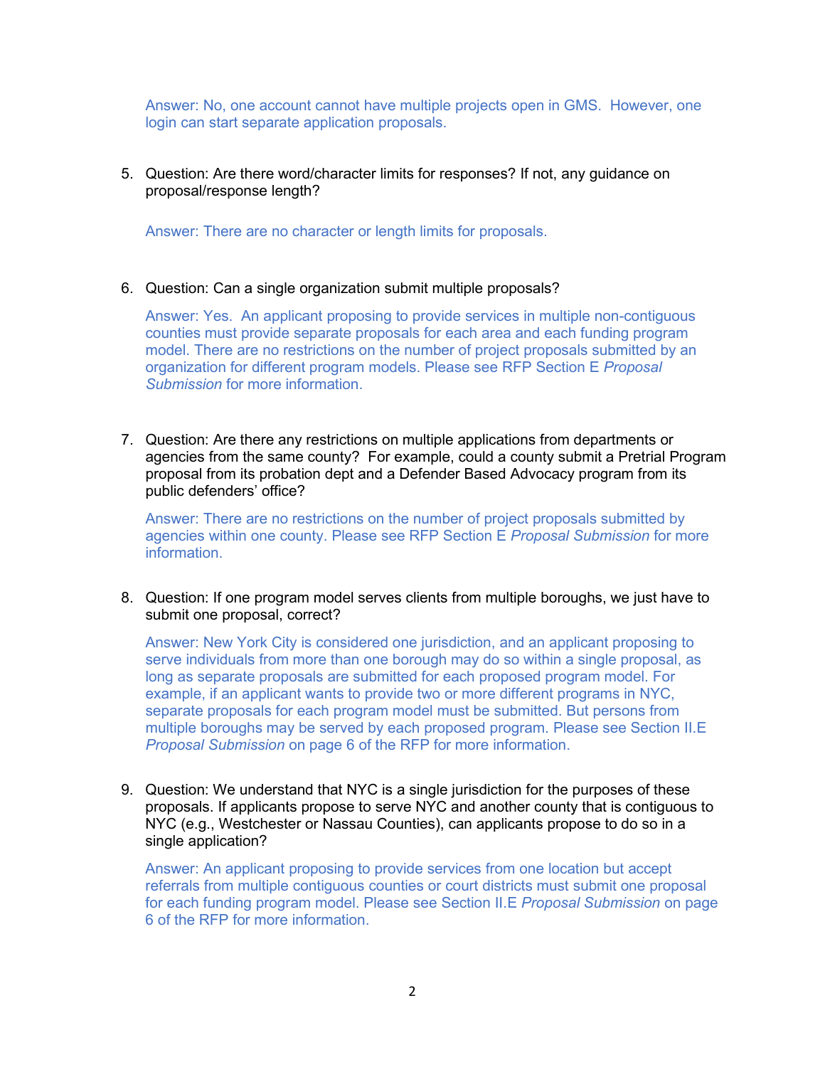Answer: No, one account cannot have multiple projects open in GMS. However, one login can start separate application proposals.

5. Question: Are there word/character limits for responses? If not, any guidance on proposal/response length?

   Answer: There are no character or length limits for proposals.

6. Question: Can a single organization submit multiple proposals?

   Answer: Yes. An applicant proposing to provide services in multiple non-contiguous counties must provide separate proposals for each area and each funding program model. There are no restrictions on the number of project proposals submitted by an organization for different program models. Please see RFP Section E *Proposal Submission* for more information.

7. Question: Are there any restrictions on multiple applications from departments or agencies from the same county? For example, could a county submit a Pretrial Program proposal from its probation dept and a Defender Based Advocacy program from its public defenders' office?

   Answer: There are no restrictions on the number of project proposals submitted by agencies within one county. Please see RFP Section E *Proposal Submission* for more information.

8. Question: If one program model serves clients from multiple boroughs, we just have to submit one proposal, correct?

   Answer: New York City is considered one jurisdiction, and an applicant proposing to serve individuals from more than one borough may do so within a single proposal, as long as separate proposals are submitted for each proposed program model. For example, if an applicant wants to provide two or more different programs in NYC, separate proposals for each program model must be submitted. But persons from multiple boroughs may be served by each proposed program. Please see Section II.E *Proposal Submission* on page 6 of the RFP for more information.

9. Question: We understand that NYC is a single jurisdiction for the purposes of these proposals. If applicants propose to serve NYC and another county that is contiguous to NYC (e.g., Westchester or Nassau Counties), can applicants propose to do so in a single application?

   Answer: An applicant proposing to provide services from one location but accept referrals from multiple contiguous counties or court districts must submit one proposal for each funding program model. Please see Section II.E *Proposal Submission* on page 6 of the RFP for more information.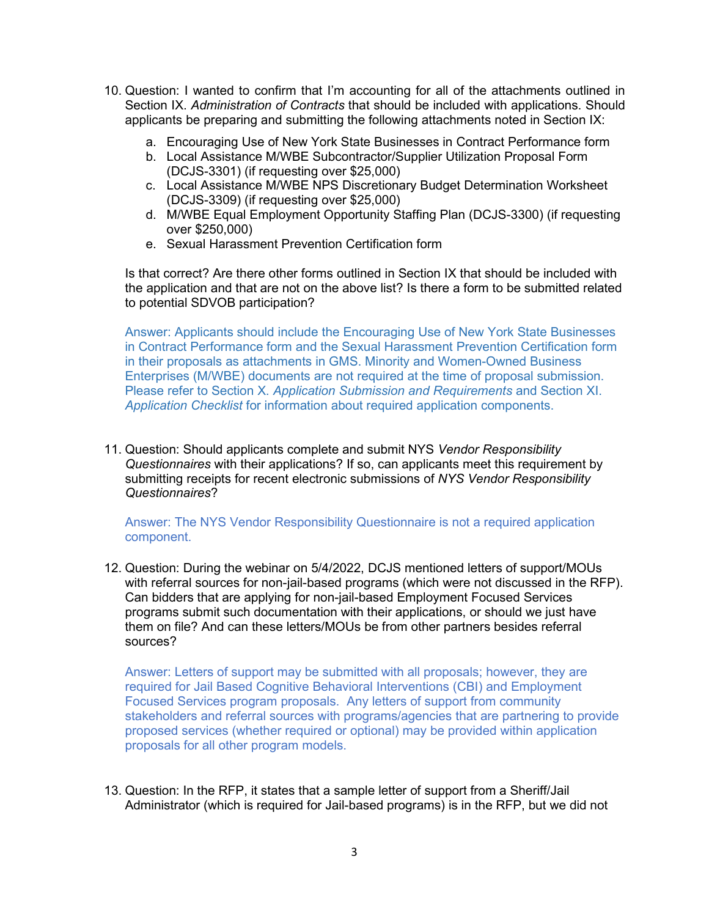10. Question: I wanted to confirm that I'm accounting for all of the attachments outlined in Section IX. *Administration of Contracts* that should be included with applications. Should applicants be preparing and submitting the following attachments noted in Section IX:

    a. Encouraging Use of New York State Businesses in Contract Performance form
    b. Local Assistance M/WBE Subcontractor/Supplier Utilization Proposal Form (DCJS-3301) (if requesting over $25,000)
    c. Local Assistance M/WBE NPS Discretionary Budget Determination Worksheet (DCJS-3309) (if requesting over $25,000)
    d. M/WBE Equal Employment Opportunity Staffing Plan (DCJS-3300) (if requesting over $250,000)
    e. Sexual Harassment Prevention Certification form

    Is that correct? Are there other forms outlined in Section IX that should be included with the application and that are not on the above list? Is there a form to be submitted related to potential SDVOB participation?

    Answer: Applicants should include the Encouraging Use of New York State Businesses in Contract Performance form and the Sexual Harassment Prevention Certification form in their proposals as attachments in GMS. Minority and Women-Owned Business Enterprises (M/WBE) documents are not required at the time of proposal submission. Please refer to Section X. *Application Submission and Requirements* and Section XI. *Application Checklist* for information about required application components.

11. Question: Should applicants complete and submit NYS *Vendor Responsibility Questionnaires* with their applications? If so, can applicants meet this requirement by submitting receipts for recent electronic submissions of *NYS Vendor Responsibility Questionnaires*?

    Answer: The NYS Vendor Responsibility Questionnaire is not a required application component.

12. Question: During the webinar on 5/4/2022, DCJS mentioned letters of support/MOUs with referral sources for non-jail-based programs (which were not discussed in the RFP). Can bidders that are applying for non-jail-based Employment Focused Services programs submit such documentation with their applications, or should we just have them on file? And can these letters/MOUs be from other partners besides referral sources?

    Answer: Letters of support may be submitted with all proposals; however, they are required for Jail Based Cognitive Behavioral Interventions (CBI) and Employment Focused Services program proposals. Any letters of support from community stakeholders and referral sources with programs/agencies that are partnering to provide proposed services (whether required or optional) may be provided within application proposals for all other program models.

13. Question: In the RFP, it states that a sample letter of support from a Sheriff/Jail Administrator (which is required for Jail-based programs) is in the RFP, but we did not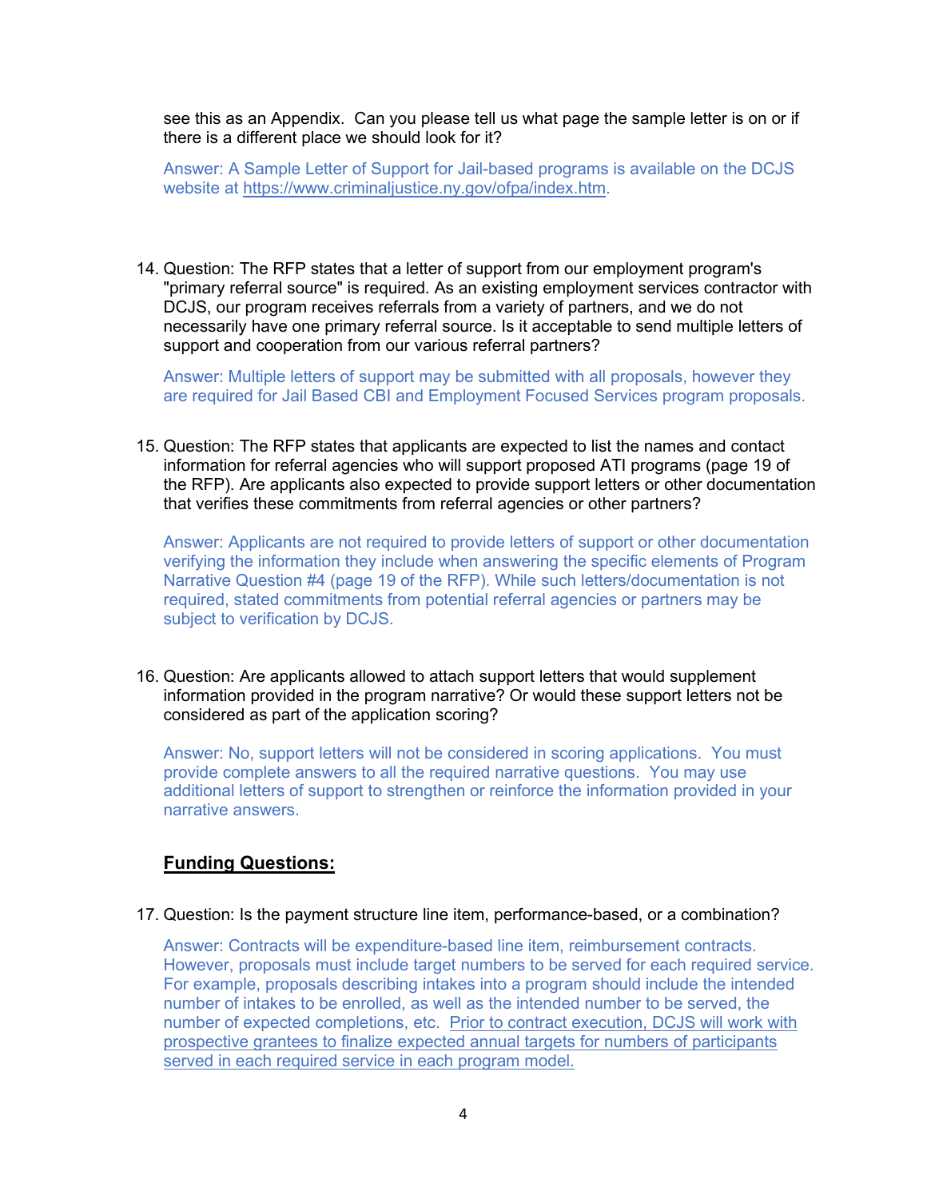see this as an Appendix. Can you please tell us what page the sample letter is on or if there is a different place we should look for it?

Answer: A Sample Letter of Support for Jail-based programs is available on the DCJS website at https://www.criminaljustice.ny.gov/ofpa/index.htm.

14. Question: The RFP states that a letter of support from our employment program's "primary referral source" is required. As an existing employment services contractor with DCJS, our program receives referrals from a variety of partners, and we do not necessarily have one primary referral source. Is it acceptable to send multiple letters of support and cooperation from our various referral partners?

    Answer: Multiple letters of support may be submitted with all proposals, however they are required for Jail Based CBI and Employment Focused Services program proposals.

15. Question: The RFP states that applicants are expected to list the names and contact information for referral agencies who will support proposed ATI programs (page 19 of the RFP). Are applicants also expected to provide support letters or other documentation that verifies these commitments from referral agencies or other partners?

    Answer: Applicants are not required to provide letters of support or other documentation verifying the information they include when answering the specific elements of Program Narrative Question #4 (page 19 of the RFP). While such letters/documentation is not required, stated commitments from potential referral agencies or partners may be subject to verification by DCJS.

16. Question: Are applicants allowed to attach support letters that would supplement information provided in the program narrative? Or would these support letters not be considered as part of the application scoring?

    Answer: No, support letters will not be considered in scoring applications. You must provide complete answers to all the required narrative questions. You may use additional letters of support to strengthen or reinforce the information provided in your narrative answers.

## Funding Questions:

17. Question: Is the payment structure line item, performance-based, or a combination?

    Answer: Contracts will be expenditure-based line item, reimbursement contracts. However, proposals must include target numbers to be served for each required service. For example, proposals describing intakes into a program should include the intended number of intakes to be enrolled, as well as the intended number to be served, the number of expected completions, etc. Prior to contract execution, DCJS will work with prospective grantees to finalize expected annual targets for numbers of participants served in each required service in each program model.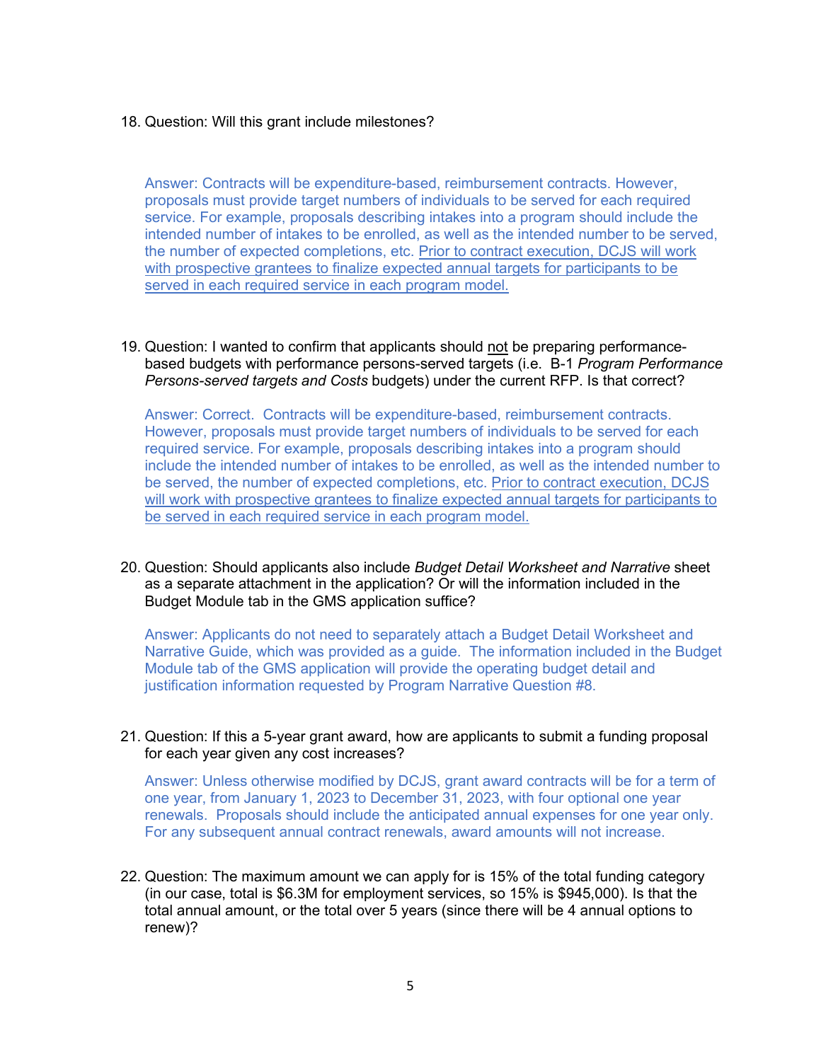18. Question: Will this grant include milestones?

    Answer: Contracts will be expenditure-based, reimbursement contracts. However, proposals must provide target numbers of individuals to be served for each required service. For example, proposals describing intakes into a program should include the intended number of intakes to be enrolled, as well as the intended number to be served, the number of expected completions, etc. <u>Prior to contract execution, DCJS will work with prospective grantees to finalize expected annual targets for participants to be served in each required service in each program model.</u>

19. Question: I wanted to confirm that applicants should <u>not</u> be preparing performance-based budgets with performance persons-served targets (i.e. B-1 *Program Performance Persons-served targets and Costs* budgets) under the current RFP. Is that correct?

    Answer: Correct. Contracts will be expenditure-based, reimbursement contracts. However, proposals must provide target numbers of individuals to be served for each required service. For example, proposals describing intakes into a program should include the intended number of intakes to be enrolled, as well as the intended number to be served, the number of expected completions, etc. <u>Prior to contract execution, DCJS will work with prospective grantees to finalize expected annual targets for participants to be served in each required service in each program model.</u>

20. Question: Should applicants also include *Budget Detail Worksheet and Narrative* sheet as a separate attachment in the application? Or will the information included in the Budget Module tab in the GMS application suffice?

    Answer: Applicants do not need to separately attach a Budget Detail Worksheet and Narrative Guide, which was provided as a guide. The information included in the Budget Module tab of the GMS application will provide the operating budget detail and justification information requested by Program Narrative Question #8.

21. Question: If this a 5-year grant award, how are applicants to submit a funding proposal for each year given any cost increases?

    Answer: Unless otherwise modified by DCJS, grant award contracts will be for a term of one year, from January 1, 2023 to December 31, 2023, with four optional one year renewals. Proposals should include the anticipated annual expenses for one year only. For any subsequent annual contract renewals, award amounts will not increase.

22. Question: The maximum amount we can apply for is 15% of the total funding category (in our case, total is $6.3M for employment services, so 15% is $945,000). Is that the total annual amount, or the total over 5 years (since there will be 4 annual options to renew)?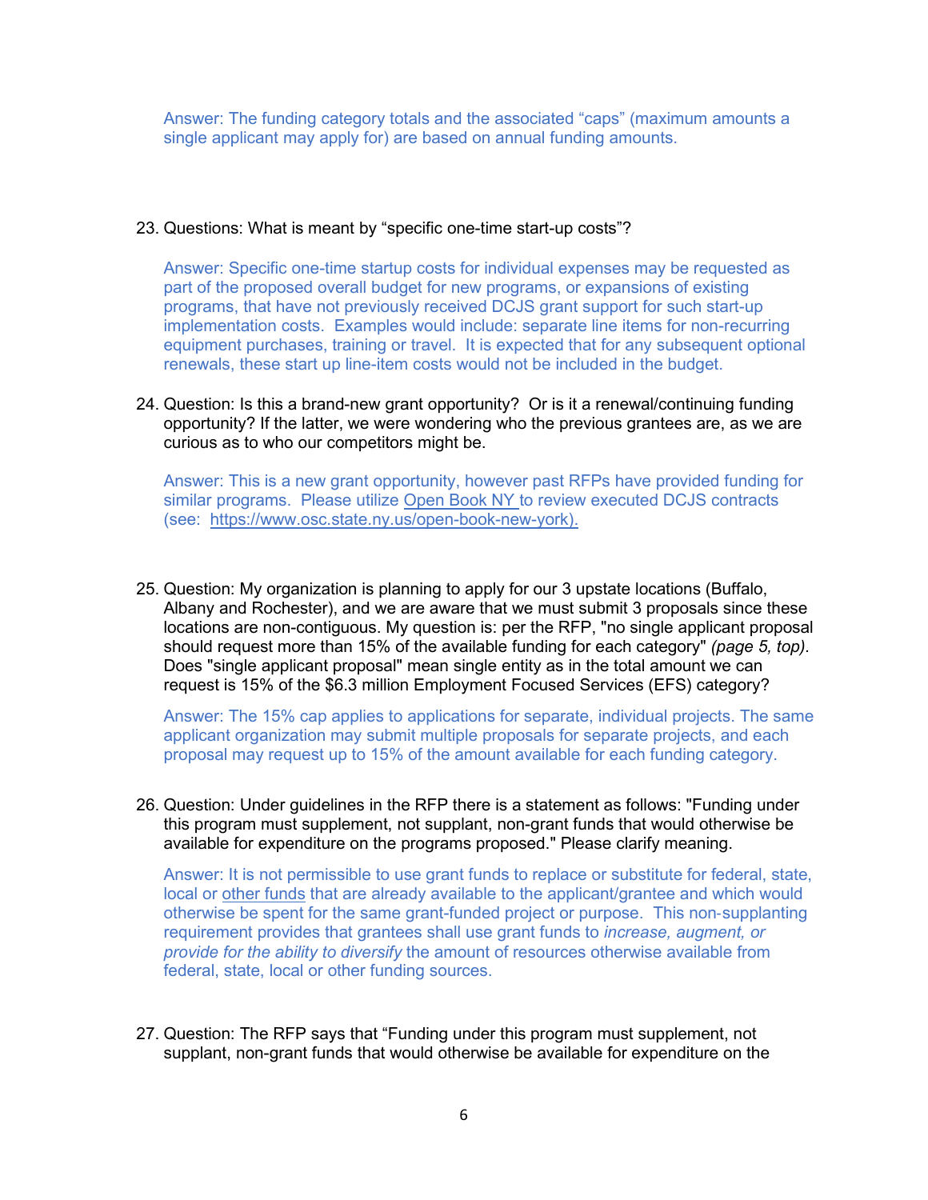Answer: The funding category totals and the associated "caps" (maximum amounts a single applicant may apply for) are based on annual funding amounts.

23. Questions: What is meant by "specific one-time start-up costs"?

    Answer: Specific one-time startup costs for individual expenses may be requested as part of the proposed overall budget for new programs, or expansions of existing programs, that have not previously received DCJS grant support for such start-up implementation costs. Examples would include: separate line items for non-recurring equipment purchases, training or travel. It is expected that for any subsequent optional renewals, these start up line-item costs would not be included in the budget.

24. Question: Is this a brand-new grant opportunity? Or is it a renewal/continuing funding opportunity? If the latter, we were wondering who the previous grantees are, as we are curious as to who our competitors might be.

    Answer: This is a new grant opportunity, however past RFPs have provided funding for similar programs. Please utilize Open Book NY to review executed DCJS contracts (see: https://www.osc.state.ny.us/open-book-new-york).

25. Question: My organization is planning to apply for our 3 upstate locations (Buffalo, Albany and Rochester), and we are aware that we must submit 3 proposals since these locations are non-contiguous. My question is: per the RFP, "no single applicant proposal should request more than 15% of the available funding for each category" *(page 5, top).* Does "single applicant proposal" mean single entity as in the total amount we can request is 15% of the $6.3 million Employment Focused Services (EFS) category?

    Answer: The 15% cap applies to applications for separate, individual projects. The same applicant organization may submit multiple proposals for separate projects, and each proposal may request up to 15% of the amount available for each funding category.

26. Question: Under guidelines in the RFP there is a statement as follows: "Funding under this program must supplement, not supplant, non-grant funds that would otherwise be available for expenditure on the programs proposed." Please clarify meaning.

    Answer: It is not permissible to use grant funds to replace or substitute for federal, state, local or other funds that are already available to the applicant/grantee and which would otherwise be spent for the same grant-funded project or purpose. This non-supplanting requirement provides that grantees shall use grant funds to *increase, augment, or provide for the ability to diversify* the amount of resources otherwise available from federal, state, local or other funding sources.

27. Question: The RFP says that "Funding under this program must supplement, not supplant, non-grant funds that would otherwise be available for expenditure on the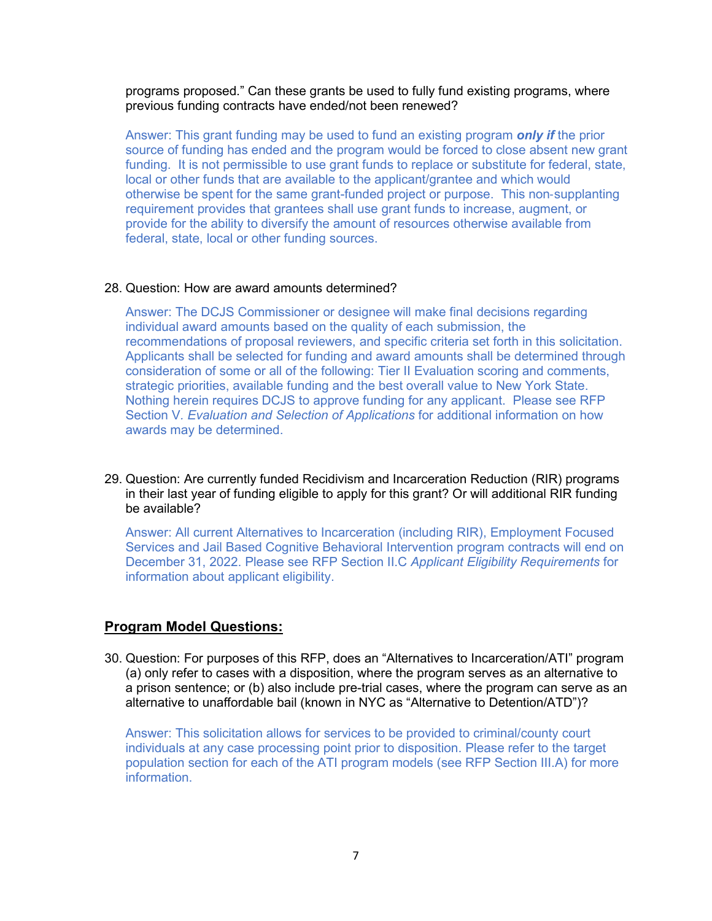programs proposed." Can these grants be used to fully fund existing programs, where previous funding contracts have ended/not been renewed?

Answer: This grant funding may be used to fund an existing program ***only if*** the prior source of funding has ended and the program would be forced to close absent new grant funding. It is not permissible to use grant funds to replace or substitute for federal, state, local or other funds that are available to the applicant/grantee and which would otherwise be spent for the same grant-funded project or purpose. This non-supplanting requirement provides that grantees shall use grant funds to increase, augment, or provide for the ability to diversify the amount of resources otherwise available from federal, state, local or other funding sources.

28. Question: How are award amounts determined?

    Answer: The DCJS Commissioner or designee will make final decisions regarding individual award amounts based on the quality of each submission, the recommendations of proposal reviewers, and specific criteria set forth in this solicitation. Applicants shall be selected for funding and award amounts shall be determined through consideration of some or all of the following: Tier II Evaluation scoring and comments, strategic priorities, available funding and the best overall value to New York State. Nothing herein requires DCJS to approve funding for any applicant. Please see RFP Section V. *Evaluation and Selection of Applications* for additional information on how awards may be determined.

29. Question: Are currently funded Recidivism and Incarceration Reduction (RIR) programs in their last year of funding eligible to apply for this grant? Or will additional RIR funding be available?

    Answer: All current Alternatives to Incarceration (including RIR), Employment Focused Services and Jail Based Cognitive Behavioral Intervention program contracts will end on December 31, 2022. Please see RFP Section II.C *Applicant Eligibility Requirements* for information about applicant eligibility.

## Program Model Questions:

30. Question: For purposes of this RFP, does an "Alternatives to Incarceration/ATI" program (a) only refer to cases with a disposition, where the program serves as an alternative to a prison sentence; or (b) also include pre-trial cases, where the program can serve as an alternative to unaffordable bail (known in NYC as "Alternative to Detention/ATD")?

    Answer: This solicitation allows for services to be provided to criminal/county court individuals at any case processing point prior to disposition. Please refer to the target population section for each of the ATI program models (see RFP Section III.A) for more information.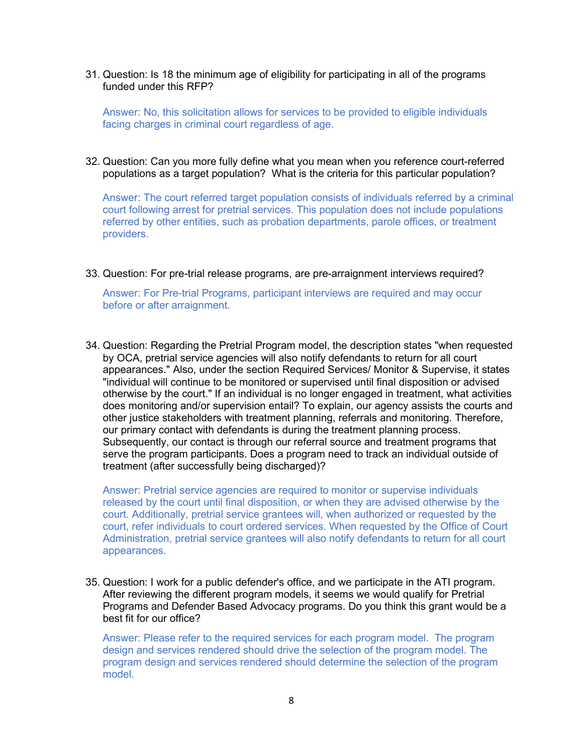31. Question: Is 18 the minimum age of eligibility for participating in all of the programs funded under this RFP?

    Answer: No, this solicitation allows for services to be provided to eligible individuals facing charges in criminal court regardless of age.

32. Question: Can you more fully define what you mean when you reference court-referred populations as a target population? What is the criteria for this particular population?

    Answer: The court referred target population consists of individuals referred by a criminal court following arrest for pretrial services. This population does not include populations referred by other entities, such as probation departments, parole offices, or treatment providers.

33. Question: For pre-trial release programs, are pre-arraignment interviews required?

    Answer: For Pre-trial Programs, participant interviews are required and may occur before or after arraignment.

34. Question: Regarding the Pretrial Program model, the description states "when requested by OCA, pretrial service agencies will also notify defendants to return for all court appearances." Also, under the section Required Services/ Monitor & Supervise, it states "individual will continue to be monitored or supervised until final disposition or advised otherwise by the court." If an individual is no longer engaged in treatment, what activities does monitoring and/or supervision entail? To explain, our agency assists the courts and other justice stakeholders with treatment planning, referrals and monitoring. Therefore, our primary contact with defendants is during the treatment planning process. Subsequently, our contact is through our referral source and treatment programs that serve the program participants. Does a program need to track an individual outside of treatment (after successfully being discharged)?

    Answer: Pretrial service agencies are required to monitor or supervise individuals released by the court until final disposition, or when they are advised otherwise by the court. Additionally, pretrial service grantees will, when authorized or requested by the court, refer individuals to court ordered services. When requested by the Office of Court Administration, pretrial service grantees will also notify defendants to return for all court appearances.

35. Question: I work for a public defender's office, and we participate in the ATI program. After reviewing the different program models, it seems we would qualify for Pretrial Programs and Defender Based Advocacy programs. Do you think this grant would be a best fit for our office?

    Answer: Please refer to the required services for each program model. The program design and services rendered should drive the selection of the program model. The program design and services rendered should determine the selection of the program model.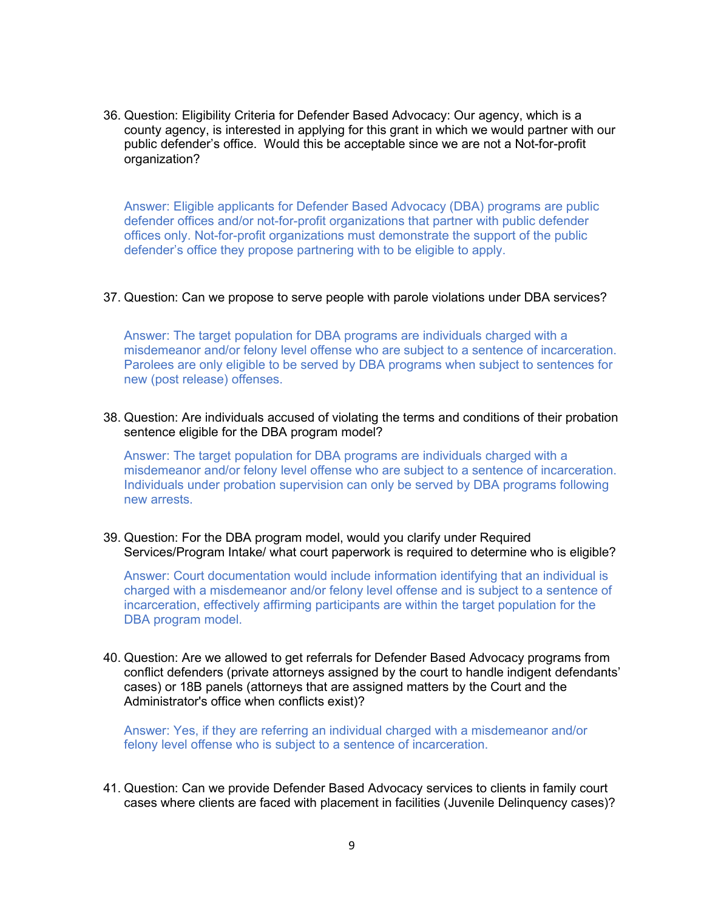36. Question: Eligibility Criteria for Defender Based Advocacy: Our agency, which is a county agency, is interested in applying for this grant in which we would partner with our public defender's office. Would this be acceptable since we are not a Not-for-profit organization?

    Answer: Eligible applicants for Defender Based Advocacy (DBA) programs are public defender offices and/or not-for-profit organizations that partner with public defender offices only. Not-for-profit organizations must demonstrate the support of the public defender's office they propose partnering with to be eligible to apply.

37. Question: Can we propose to serve people with parole violations under DBA services?

    Answer: The target population for DBA programs are individuals charged with a misdemeanor and/or felony level offense who are subject to a sentence of incarceration. Parolees are only eligible to be served by DBA programs when subject to sentences for new (post release) offenses.

38. Question: Are individuals accused of violating the terms and conditions of their probation sentence eligible for the DBA program model?

    Answer: The target population for DBA programs are individuals charged with a misdemeanor and/or felony level offense who are subject to a sentence of incarceration. Individuals under probation supervision can only be served by DBA programs following new arrests.

39. Question: For the DBA program model, would you clarify under Required Services/Program Intake/ what court paperwork is required to determine who is eligible?

    Answer: Court documentation would include information identifying that an individual is charged with a misdemeanor and/or felony level offense and is subject to a sentence of incarceration, effectively affirming participants are within the target population for the DBA program model.

40. Question: Are we allowed to get referrals for Defender Based Advocacy programs from conflict defenders (private attorneys assigned by the court to handle indigent defendants' cases) or 18B panels (attorneys that are assigned matters by the Court and the Administrator's office when conflicts exist)?

    Answer: Yes, if they are referring an individual charged with a misdemeanor and/or felony level offense who is subject to a sentence of incarceration.

41. Question: Can we provide Defender Based Advocacy services to clients in family court cases where clients are faced with placement in facilities (Juvenile Delinquency cases)?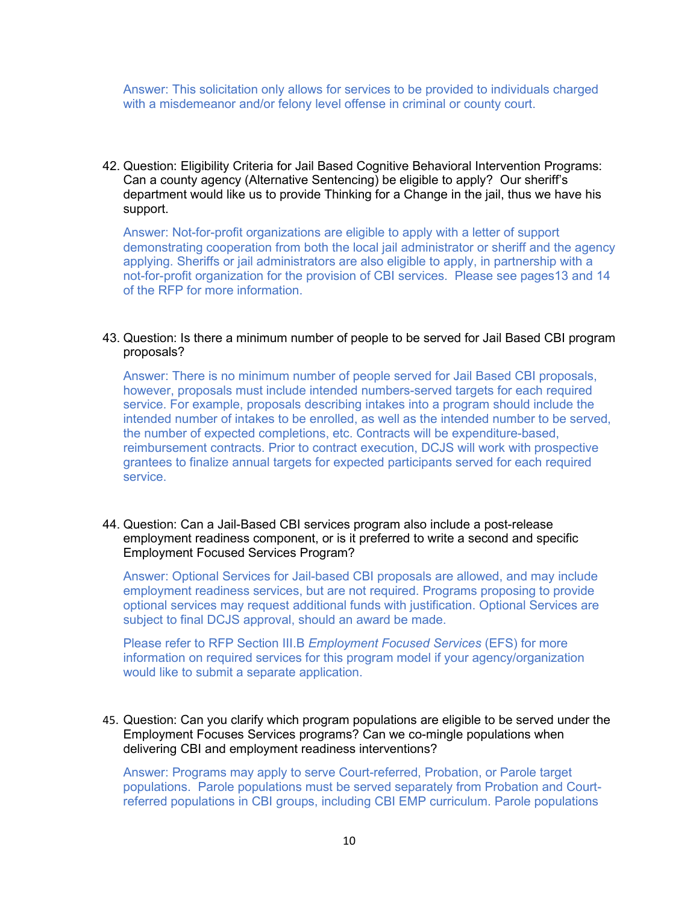Answer: This solicitation only allows for services to be provided to individuals charged with a misdemeanor and/or felony level offense in criminal or county court.

42. Question: Eligibility Criteria for Jail Based Cognitive Behavioral Intervention Programs: Can a county agency (Alternative Sentencing) be eligible to apply? Our sheriff's department would like us to provide Thinking for a Change in the jail, thus we have his support.

    Answer: Not-for-profit organizations are eligible to apply with a letter of support demonstrating cooperation from both the local jail administrator or sheriff and the agency applying. Sheriffs or jail administrators are also eligible to apply, in partnership with a not-for-profit organization for the provision of CBI services. Please see pages13 and 14 of the RFP for more information.

43. Question: Is there a minimum number of people to be served for Jail Based CBI program proposals?

    Answer: There is no minimum number of people served for Jail Based CBI proposals, however, proposals must include intended numbers-served targets for each required service. For example, proposals describing intakes into a program should include the intended number of intakes to be enrolled, as well as the intended number to be served, the number of expected completions, etc. Contracts will be expenditure-based, reimbursement contracts. Prior to contract execution, DCJS will work with prospective grantees to finalize annual targets for expected participants served for each required service.

44. Question: Can a Jail-Based CBI services program also include a post-release employment readiness component, or is it preferred to write a second and specific Employment Focused Services Program?

    Answer: Optional Services for Jail-based CBI proposals are allowed, and may include employment readiness services, but are not required. Programs proposing to provide optional services may request additional funds with justification. Optional Services are subject to final DCJS approval, should an award be made.

    Please refer to RFP Section III.B *Employment Focused Services* (EFS) for more information on required services for this program model if your agency/organization would like to submit a separate application.

45. Question: Can you clarify which program populations are eligible to be served under the Employment Focuses Services programs? Can we co-mingle populations when delivering CBI and employment readiness interventions?

    Answer: Programs may apply to serve Court-referred, Probation, or Parole target populations. Parole populations must be served separately from Probation and Court-referred populations in CBI groups, including CBI EMP curriculum. Parole populations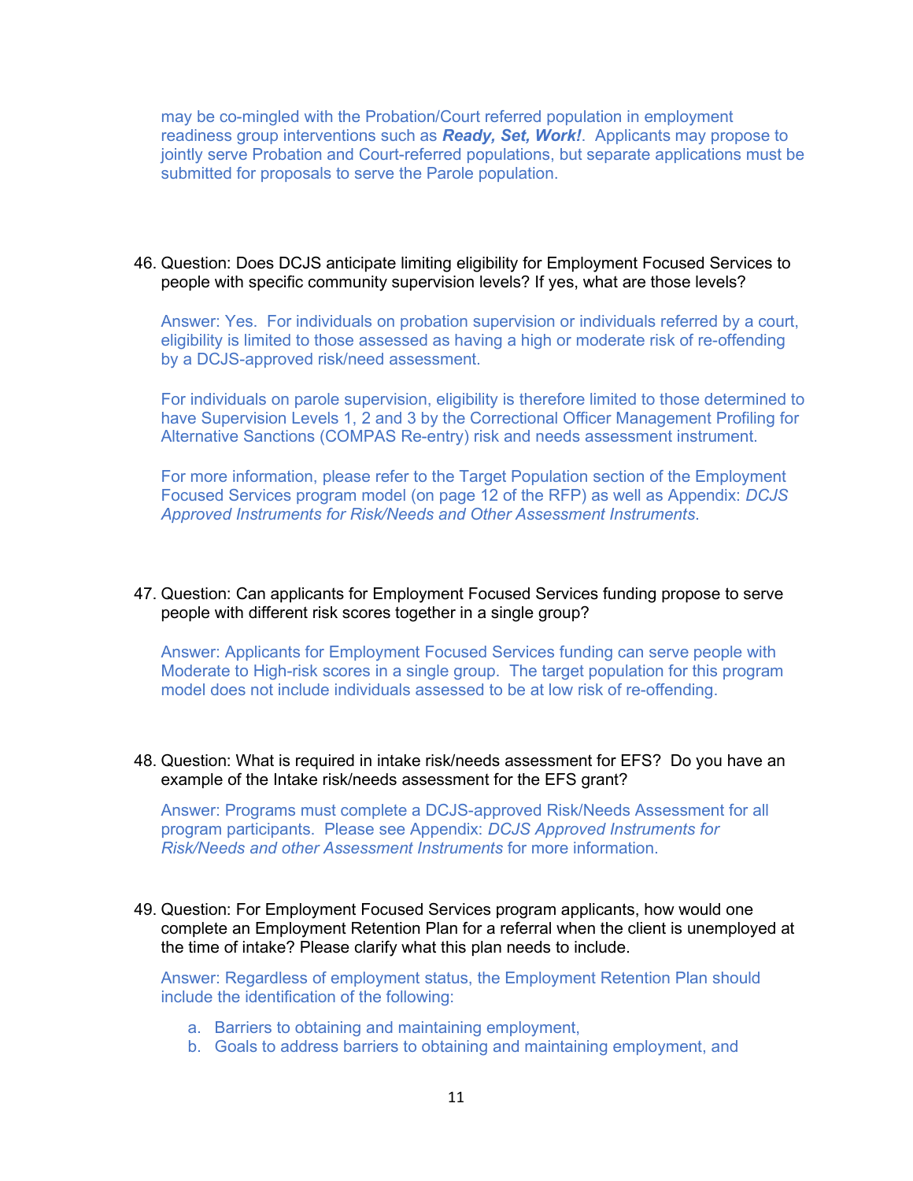may be co-mingled with the Probation/Court referred population in employment readiness group interventions such as ***Ready, Set, Work!***. Applicants may propose to jointly serve Probation and Court-referred populations, but separate applications must be submitted for proposals to serve the Parole population.

46. Question: Does DCJS anticipate limiting eligibility for Employment Focused Services to people with specific community supervision levels? If yes, what are those levels?

    Answer: Yes. For individuals on probation supervision or individuals referred by a court, eligibility is limited to those assessed as having a high or moderate risk of re-offending by a DCJS-approved risk/need assessment.

    For individuals on parole supervision, eligibility is therefore limited to those determined to have Supervision Levels 1, 2 and 3 by the Correctional Officer Management Profiling for Alternative Sanctions (COMPAS Re-entry) risk and needs assessment instrument.

    For more information, please refer to the Target Population section of the Employment Focused Services program model (on page 12 of the RFP) as well as Appendix: *DCJS Approved Instruments for Risk/Needs and Other Assessment Instruments*.

47. Question: Can applicants for Employment Focused Services funding propose to serve people with different risk scores together in a single group?

    Answer: Applicants for Employment Focused Services funding can serve people with Moderate to High-risk scores in a single group. The target population for this program model does not include individuals assessed to be at low risk of re-offending.

48. Question: What is required in intake risk/needs assessment for EFS? Do you have an example of the Intake risk/needs assessment for the EFS grant?

    Answer: Programs must complete a DCJS-approved Risk/Needs Assessment for all program participants. Please see Appendix: *DCJS Approved Instruments for Risk/Needs and other Assessment Instruments* for more information.

49. Question: For Employment Focused Services program applicants, how would one complete an Employment Retention Plan for a referral when the client is unemployed at the time of intake? Please clarify what this plan needs to include.

    Answer: Regardless of employment status, the Employment Retention Plan should include the identification of the following:

    a. Barriers to obtaining and maintaining employment,
    b. Goals to address barriers to obtaining and maintaining employment, and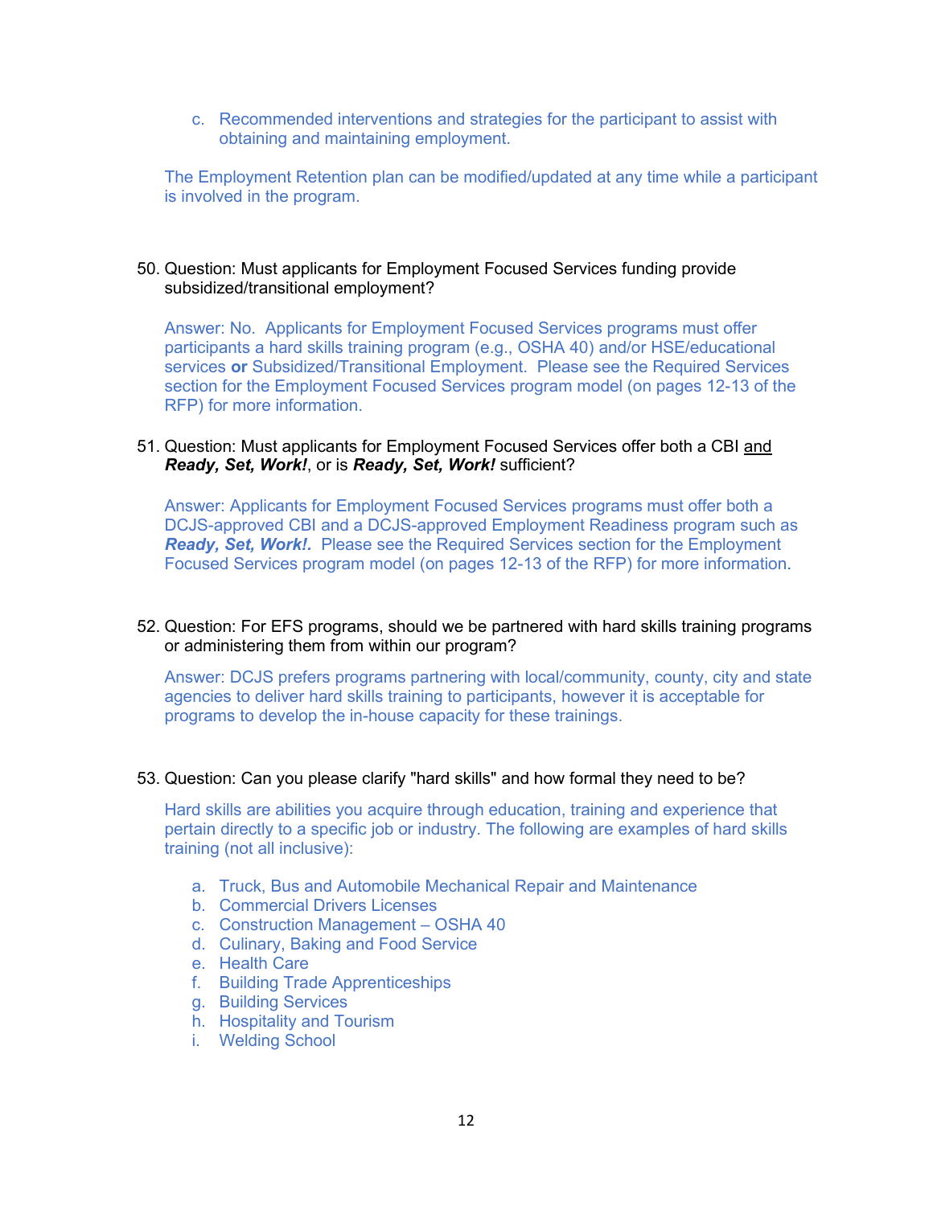c. Recommended interventions and strategies for the participant to assist with obtaining and maintaining employment.

The Employment Retention plan can be modified/updated at any time while a participant is involved in the program.

50. Question: Must applicants for Employment Focused Services funding provide subsidized/transitional employment?

    Answer: No. Applicants for Employment Focused Services programs must offer participants a hard skills training program (e.g., OSHA 40) and/or HSE/educational services **or** Subsidized/Transitional Employment. Please see the Required Services section for the Employment Focused Services program model (on pages 12-13 of the RFP) for more information.

51. Question: Must applicants for Employment Focused Services offer both a CBI <u>and</u> ***Ready, Set, Work!***, or is ***Ready, Set, Work!*** sufficient?

    Answer: Applicants for Employment Focused Services programs must offer both a DCJS-approved CBI and a DCJS-approved Employment Readiness program such as ***Ready, Set, Work!.*** Please see the Required Services section for the Employment Focused Services program model (on pages 12-13 of the RFP) for more information.

52. Question: For EFS programs, should we be partnered with hard skills training programs or administering them from within our program?

    Answer: DCJS prefers programs partnering with local/community, county, city and state agencies to deliver hard skills training to participants, however it is acceptable for programs to develop the in-house capacity for these trainings.

53. Question: Can you please clarify "hard skills" and how formal they need to be?

    Hard skills are abilities you acquire through education, training and experience that pertain directly to a specific job or industry. The following are examples of hard skills training (not all inclusive):

    a. Truck, Bus and Automobile Mechanical Repair and Maintenance
    b. Commercial Drivers Licenses
    c. Construction Management – OSHA 40
    d. Culinary, Baking and Food Service
    e. Health Care
    f. Building Trade Apprenticeships
    g. Building Services
    h. Hospitality and Tourism
    i. Welding School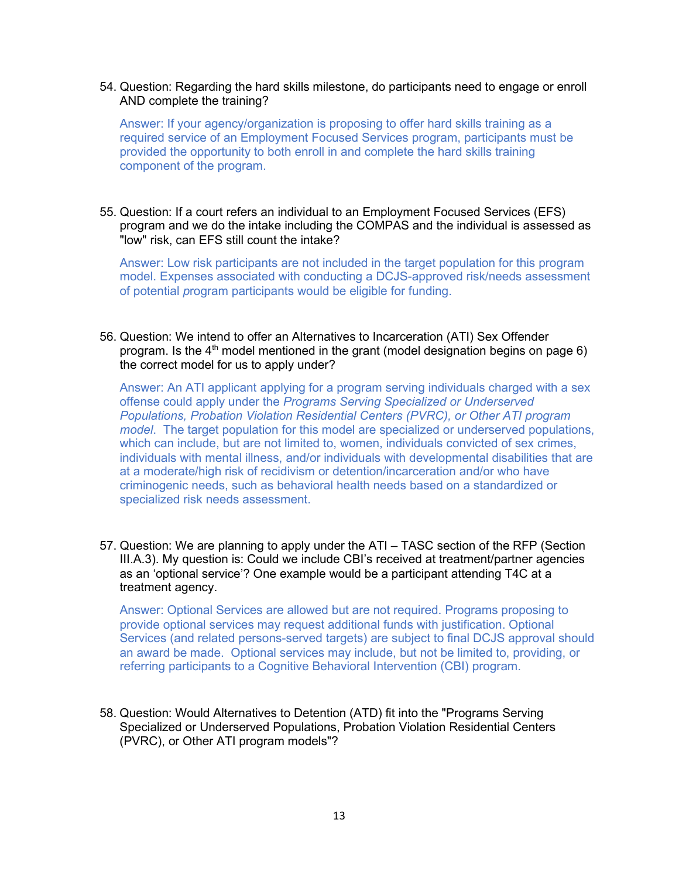54. Question: Regarding the hard skills milestone, do participants need to engage or enroll AND complete the training?

    Answer: If your agency/organization is proposing to offer hard skills training as a required service of an Employment Focused Services program, participants must be provided the opportunity to both enroll in and complete the hard skills training component of the program.

55. Question: If a court refers an individual to an Employment Focused Services (EFS) program and we do the intake including the COMPAS and the individual is assessed as "low" risk, can EFS still count the intake?

    Answer: Low risk participants are not included in the target population for this program model. Expenses associated with conducting a DCJS-approved risk/needs assessment of potential *p*rogram participants would be eligible for funding.

56. Question: We intend to offer an Alternatives to Incarceration (ATI) Sex Offender program. Is the 4th model mentioned in the grant (model designation begins on page 6) the correct model for us to apply under?

    Answer: An ATI applicant applying for a program serving individuals charged with a sex offense could apply under the *Programs Serving Specialized or Underserved Populations, Probation Violation Residential Centers (PVRC), or Other ATI program model*. The target population for this model are specialized or underserved populations, which can include, but are not limited to, women, individuals convicted of sex crimes, individuals with mental illness, and/or individuals with developmental disabilities that are at a moderate/high risk of recidivism or detention/incarceration and/or who have criminogenic needs, such as behavioral health needs based on a standardized or specialized risk needs assessment.

57. Question: We are planning to apply under the ATI – TASC section of the RFP (Section III.A.3). My question is: Could we include CBI's received at treatment/partner agencies as an 'optional service'? One example would be a participant attending T4C at a treatment agency.

    Answer: Optional Services are allowed but are not required. Programs proposing to provide optional services may request additional funds with justification. Optional Services (and related persons-served targets) are subject to final DCJS approval should an award be made. Optional services may include, but not be limited to, providing, or referring participants to a Cognitive Behavioral Intervention (CBI) program.

58. Question: Would Alternatives to Detention (ATD) fit into the "Programs Serving Specialized or Underserved Populations, Probation Violation Residential Centers (PVRC), or Other ATI program models"?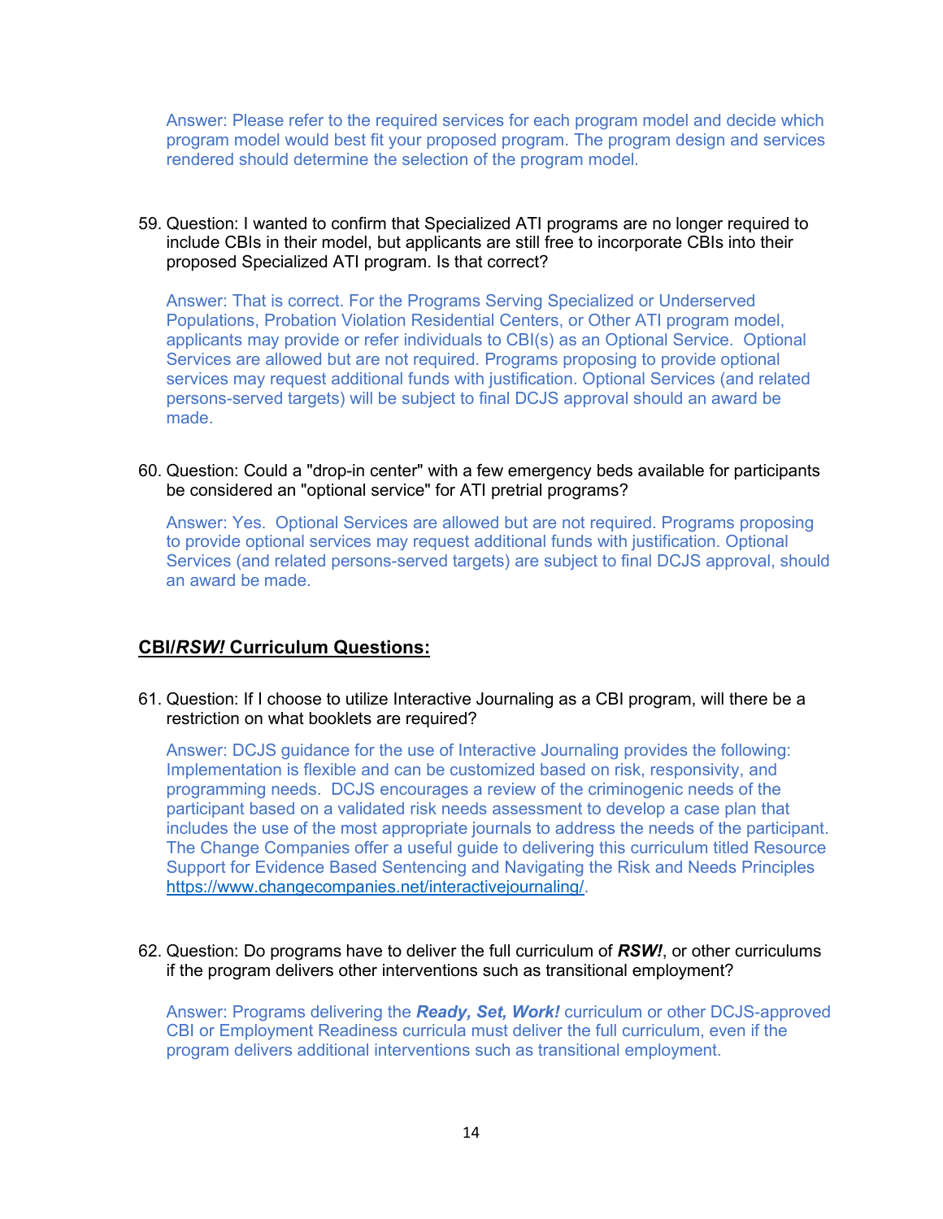Answer: Please refer to the required services for each program model and decide which program model would best fit your proposed program. The program design and services rendered should determine the selection of the program model.

59. Question: I wanted to confirm that Specialized ATI programs are no longer required to include CBIs in their model, but applicants are still free to incorporate CBIs into their proposed Specialized ATI program. Is that correct?

    Answer: That is correct. For the Programs Serving Specialized or Underserved Populations, Probation Violation Residential Centers, or Other ATI program model, applicants may provide or refer individuals to CBI(s) as an Optional Service. Optional Services are allowed but are not required. Programs proposing to provide optional services may request additional funds with justification. Optional Services (and related persons-served targets) will be subject to final DCJS approval should an award be made.

60. Question: Could a "drop-in center" with a few emergency beds available for participants be considered an "optional service" for ATI pretrial programs?

    Answer: Yes. Optional Services are allowed but are not required. Programs proposing to provide optional services may request additional funds with justification. Optional Services (and related persons-served targets) are subject to final DCJS approval, should an award be made.

## CBI/*RSW!* Curriculum Questions:

61. Question: If I choose to utilize Interactive Journaling as a CBI program, will there be a restriction on what booklets are required?

    Answer: DCJS guidance for the use of Interactive Journaling provides the following: Implementation is flexible and can be customized based on risk, responsivity, and programming needs. DCJS encourages a review of the criminogenic needs of the participant based on a validated risk needs assessment to develop a case plan that includes the use of the most appropriate journals to address the needs of the participant. The Change Companies offer a useful guide to delivering this curriculum titled Resource Support for Evidence Based Sentencing and Navigating the Risk and Needs Principles https://www.changecompanies.net/interactivejournaling/.

62. Question: Do programs have to deliver the full curriculum of ***RSW!***, or other curriculums if the program delivers other interventions such as transitional employment?

    Answer: Programs delivering the ***Ready, Set, Work!*** curriculum or other DCJS-approved CBI or Employment Readiness curricula must deliver the full curriculum, even if the program delivers additional interventions such as transitional employment.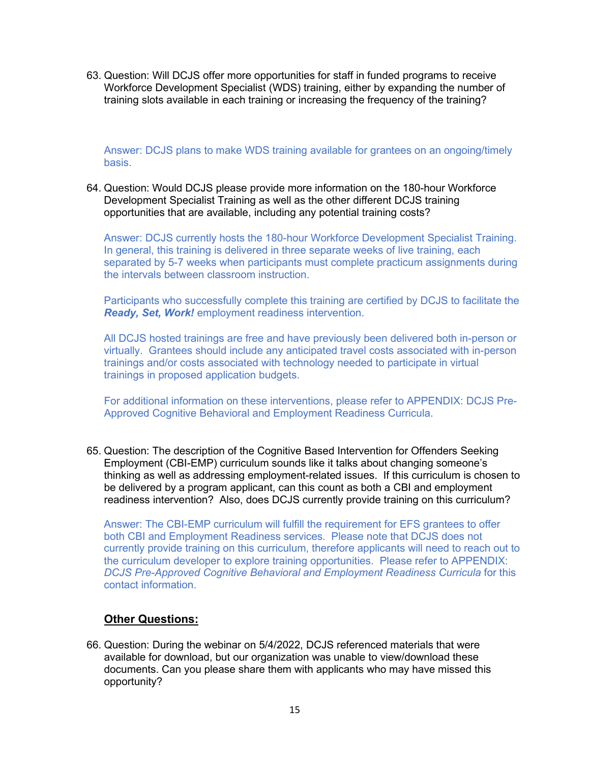63. Question: Will DCJS offer more opportunities for staff in funded programs to receive Workforce Development Specialist (WDS) training, either by expanding the number of training slots available in each training or increasing the frequency of the training?

    Answer: DCJS plans to make WDS training available for grantees on an ongoing/timely basis.

64. Question: Would DCJS please provide more information on the 180-hour Workforce Development Specialist Training as well as the other different DCJS training opportunities that are available, including any potential training costs?

    Answer: DCJS currently hosts the 180-hour Workforce Development Specialist Training. In general, this training is delivered in three separate weeks of live training, each separated by 5-7 weeks when participants must complete practicum assignments during the intervals between classroom instruction.

    Participants who successfully complete this training are certified by DCJS to facilitate the ***Ready, Set, Work!*** employment readiness intervention.

    All DCJS hosted trainings are free and have previously been delivered both in-person or virtually. Grantees should include any anticipated travel costs associated with in-person trainings and/or costs associated with technology needed to participate in virtual trainings in proposed application budgets.

    For additional information on these interventions, please refer to APPENDIX: DCJS Pre-Approved Cognitive Behavioral and Employment Readiness Curricula.

65. Question: The description of the Cognitive Based Intervention for Offenders Seeking Employment (CBI-EMP) curriculum sounds like it talks about changing someone's thinking as well as addressing employment-related issues. If this curriculum is chosen to be delivered by a program applicant, can this count as both a CBI and employment readiness intervention? Also, does DCJS currently provide training on this curriculum?

    Answer: The CBI-EMP curriculum will fulfill the requirement for EFS grantees to offer both CBI and Employment Readiness services. Please note that DCJS does not currently provide training on this curriculum, therefore applicants will need to reach out to the curriculum developer to explore training opportunities. Please refer to APPENDIX: *DCJS Pre-Approved Cognitive Behavioral and Employment Readiness Curricula* for this contact information.

## **Other Questions:**

66. Question: During the webinar on 5/4/2022, DCJS referenced materials that were available for download, but our organization was unable to view/download these documents. Can you please share them with applicants who may have missed this opportunity?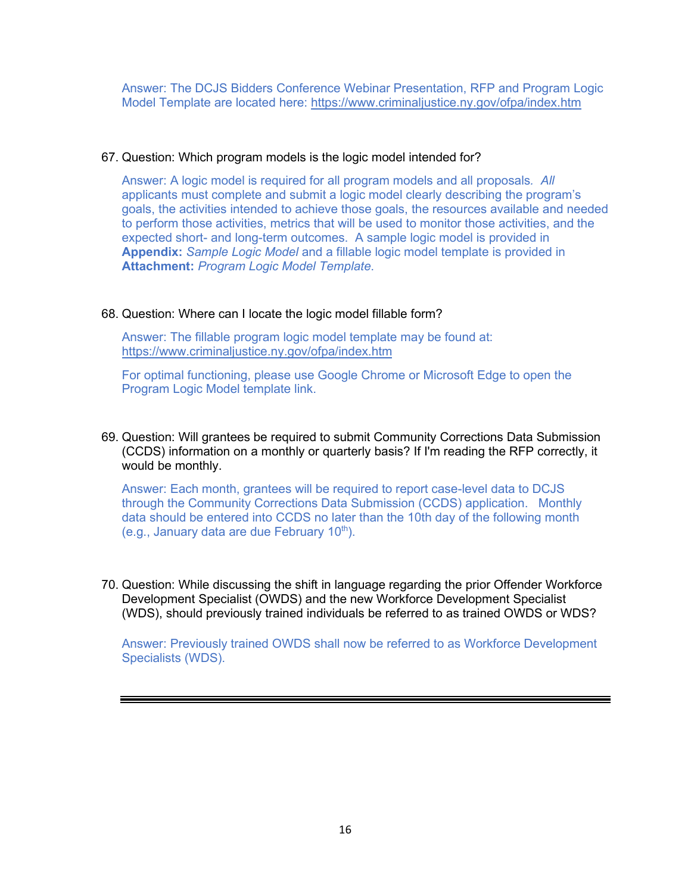Answer: The DCJS Bidders Conference Webinar Presentation, RFP and Program Logic Model Template are located here: https://www.criminaljustice.ny.gov/ofpa/index.htm

67. Question: Which program models is the logic model intended for?

    Answer: A logic model is required for all program models and all proposals. *All* applicants must complete and submit a logic model clearly describing the program's goals, the activities intended to achieve those goals, the resources available and needed to perform those activities, metrics that will be used to monitor those activities, and the expected short- and long-term outcomes. A sample logic model is provided in **Appendix:** *Sample Logic Model* and a fillable logic model template is provided in **Attachment:** *Program Logic Model Template*.

68. Question: Where can I locate the logic model fillable form?

    Answer: The fillable program logic model template may be found at: https://www.criminaljustice.ny.gov/ofpa/index.htm

    For optimal functioning, please use Google Chrome or Microsoft Edge to open the Program Logic Model template link.

69. Question: Will grantees be required to submit Community Corrections Data Submission (CCDS) information on a monthly or quarterly basis? If I'm reading the RFP correctly, it would be monthly.

    Answer: Each month, grantees will be required to report case-level data to DCJS through the Community Corrections Data Submission (CCDS) application. Monthly data should be entered into CCDS no later than the 10th day of the following month (e.g., January data are due February 10th).

70. Question: While discussing the shift in language regarding the prior Offender Workforce Development Specialist (OWDS) and the new Workforce Development Specialist (WDS), should previously trained individuals be referred to as trained OWDS or WDS?

    Answer: Previously trained OWDS shall now be referred to as Workforce Development Specialists (WDS).

---